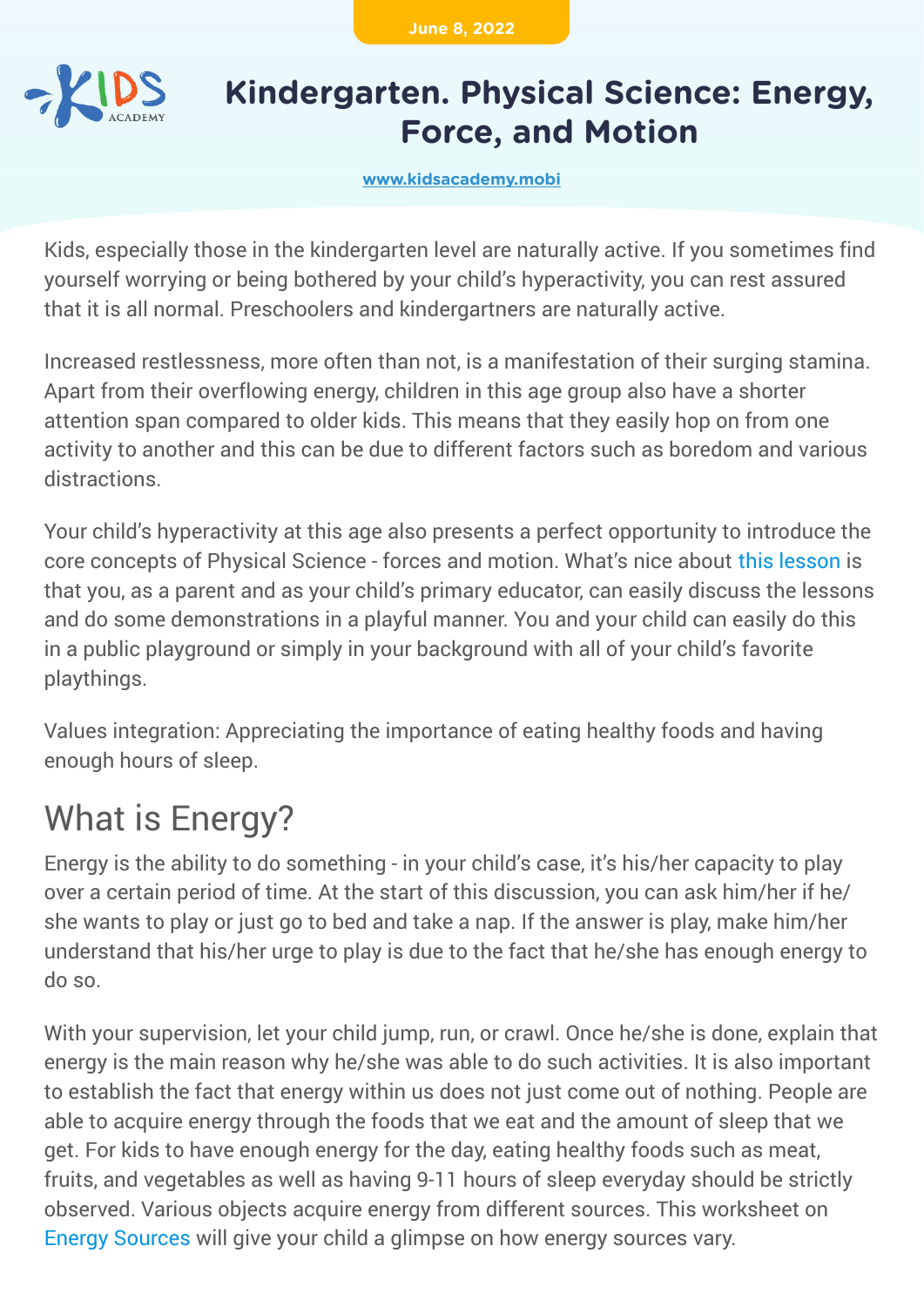June 8, 2022

# Kindergarten. Physical Science: Energy, Force, and Motion

www.kidsacademy.mobi

Kids, especially those in the kindergarten level are naturally active. If you sometimes find yourself worrying or being bothered by your child's hyperactivity, you can rest assured that it is all normal. Preschoolers and kindergartners are naturally active.

Increased restlessness, more often than not, is a manifestation of their surging stamina. Apart from their overflowing energy, children in this age group also have a shorter attention span compared to older kids. This means that they easily hop on from one activity to another and this can be due to different factors such as boredom and various distractions.

Your child's hyperactivity at this age also presents a perfect opportunity to introduce the core concepts of Physical Science - forces and motion. What's nice about this lesson is that you, as a parent and as your child's primary educator, can easily discuss the lessons and do some demonstrations in a playful manner. You and your child can easily do this in a public playground or simply in your background with all of your child's favorite playthings.

Values integration: Appreciating the importance of eating healthy foods and having enough hours of sleep.

## What is Energy?

Energy is the ability to do something - in your child's case, it's his/her capacity to play over a certain period of time. At the start of this discussion, you can ask him/her if he/she wants to play or just go to bed and take a nap. If the answer is play, make him/her understand that his/her urge to play is due to the fact that he/she has enough energy to do so.

With your supervision, let your child jump, run, or crawl. Once he/she is done, explain that energy is the main reason why he/she was able to do such activities. It is also important to establish the fact that energy within us does not just come out of nothing. People are able to acquire energy through the foods that we eat and the amount of sleep that we get. For kids to have enough energy for the day, eating healthy foods such as meat, fruits, and vegetables as well as having 9-11 hours of sleep everyday should be strictly observed. Various objects acquire energy from different sources. This worksheet on Energy Sources will give your child a glimpse on how energy sources vary.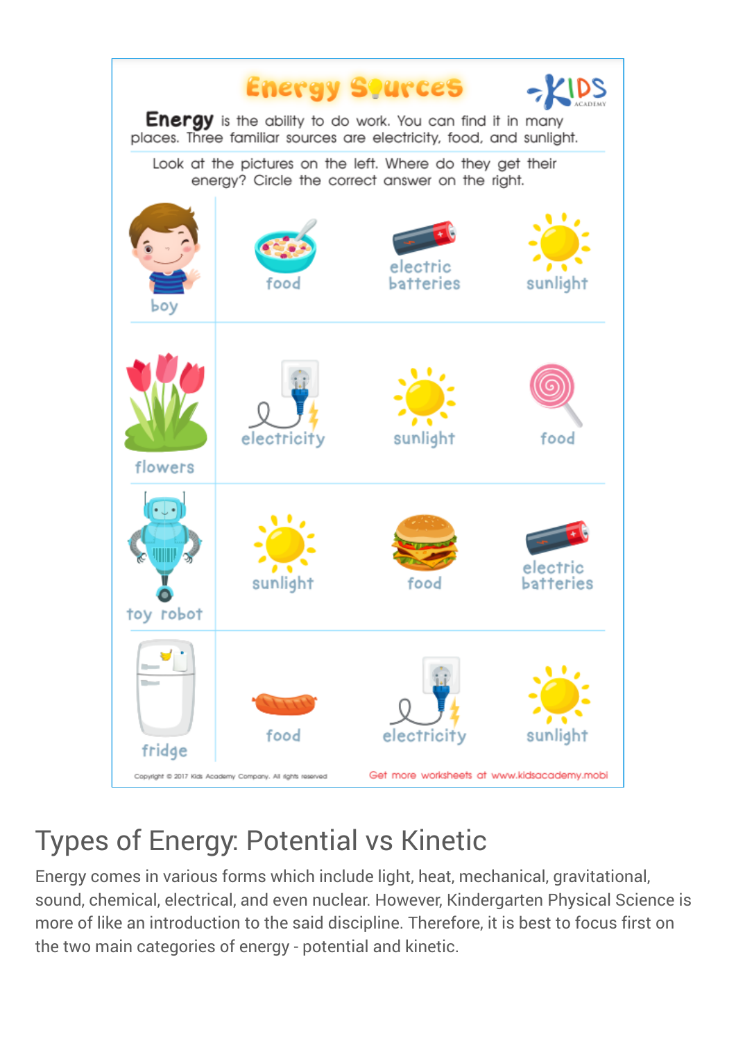# Energy Sources

**Energy** is the ability to do work. You can find it in many places. Three familiar sources are electricity, food, and sunlight.

Look at the pictures on the left. Where do they get their energy? Circle the correct answer on the right.

| | | | |
|---|---|---|---|
| boy | food | electric batteries | sunlight |
| flowers | electricity | sunlight | food |
| toy robot | sunlight | food | electric batteries |
| fridge | food | electricity | sunlight |

Copyright © 2017 Kids Academy Company. All rights reserved

Get more worksheets at www.kidsacademy.mobi

## Types of Energy: Potential vs Kinetic

Energy comes in various forms which include light, heat, mechanical, gravitational, sound, chemical, electrical, and even nuclear. However, Kindergarten Physical Science is more of like an introduction to the said discipline. Therefore, it is best to focus first on the two main categories of energy - potential and kinetic.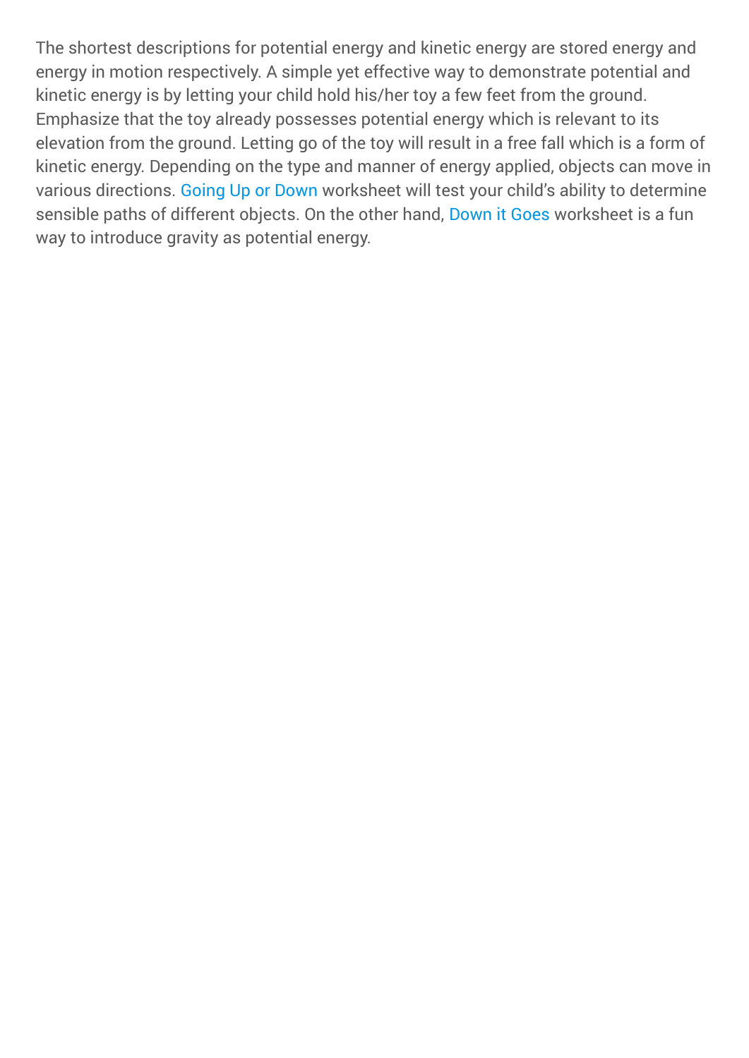The shortest descriptions for potential energy and kinetic energy are stored energy and energy in motion respectively. A simple yet effective way to demonstrate potential and kinetic energy is by letting your child hold his/her toy a few feet from the ground. Emphasize that the toy already possesses potential energy which is relevant to its elevation from the ground. Letting go of the toy will result in a free fall which is a form of kinetic energy. Depending on the type and manner of energy applied, objects can move in various directions. Going Up or Down worksheet will test your child's ability to determine sensible paths of different objects. On the other hand, Down it Goes worksheet is a fun way to introduce gravity as potential energy.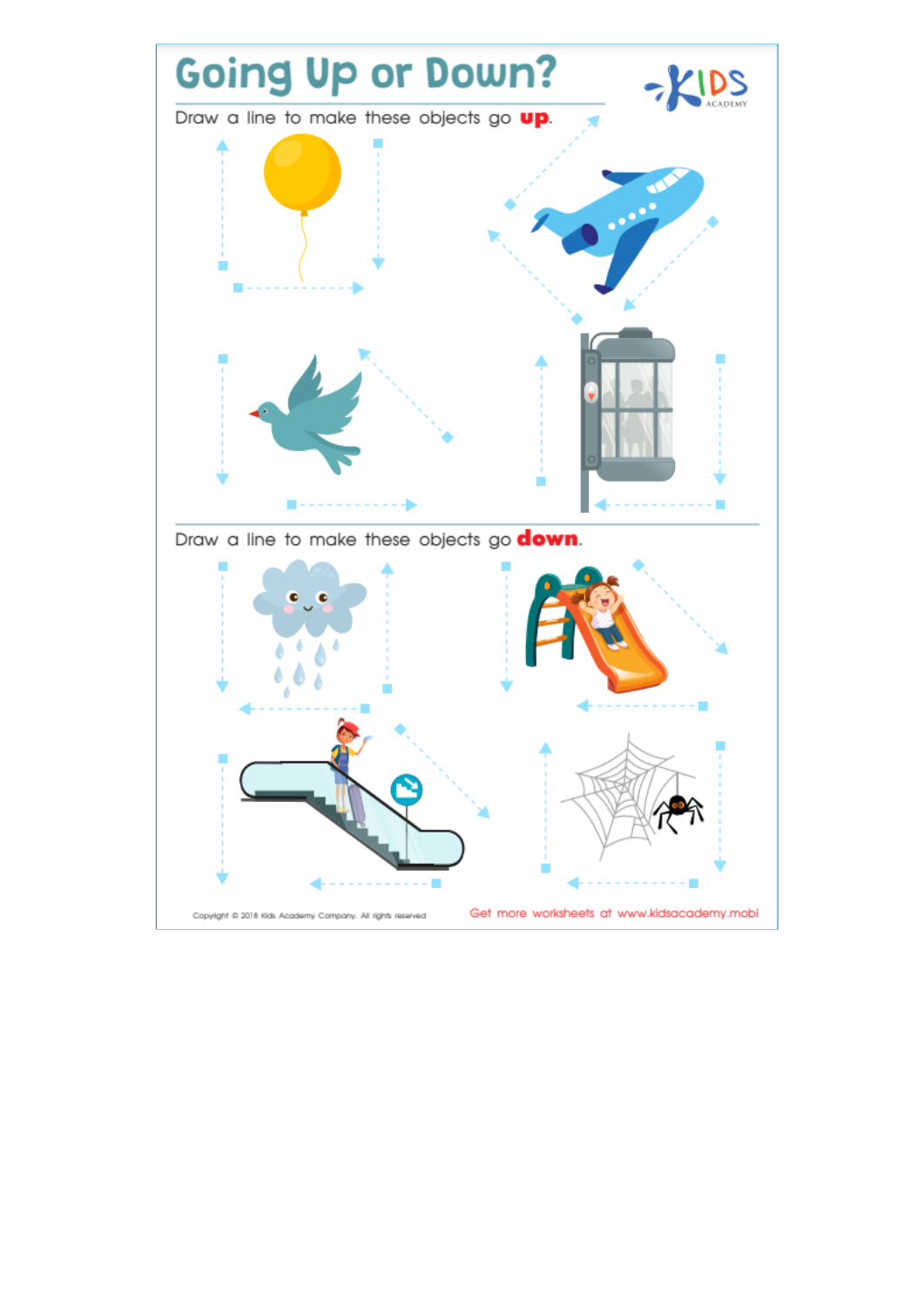# Going Up or Down?

Draw a line to make these objects go **up**.

Draw a line to make these objects go **down**.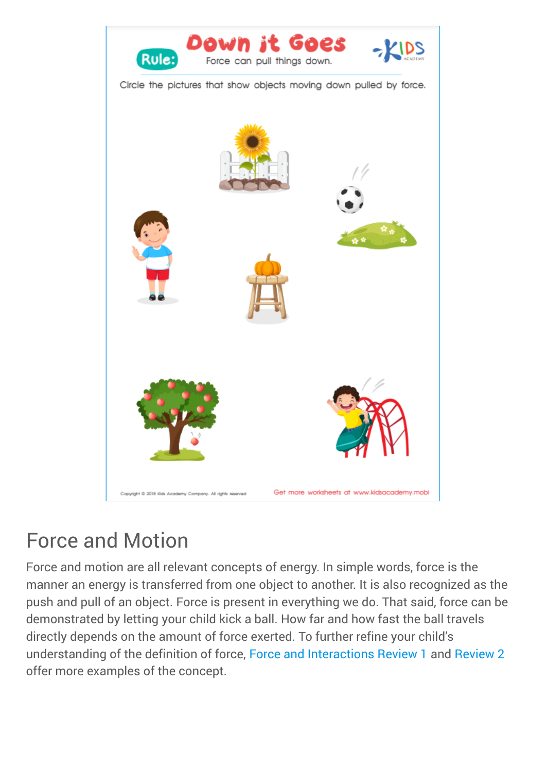# Down it Goes

**Rule:** Force can pull things down.

Circle the pictures that show objects moving down pulled by force.

Copyright © 2018 Kids Academy Company. All rights reserved

Get more worksheets at www.kidsacademy.mobi

## Force and Motion

Force and motion are all relevant concepts of energy. In simple words, force is the manner an energy is transferred from one object to another. It is also recognized as the push and pull of an object. Force is present in everything we do. That said, force can be demonstrated by letting your child kick a ball. How far and how fast the ball travels directly depends on the amount of force exerted. To further refine your child's understanding of the definition of force, Force and Interactions Review 1 and Review 2 offer more examples of the concept.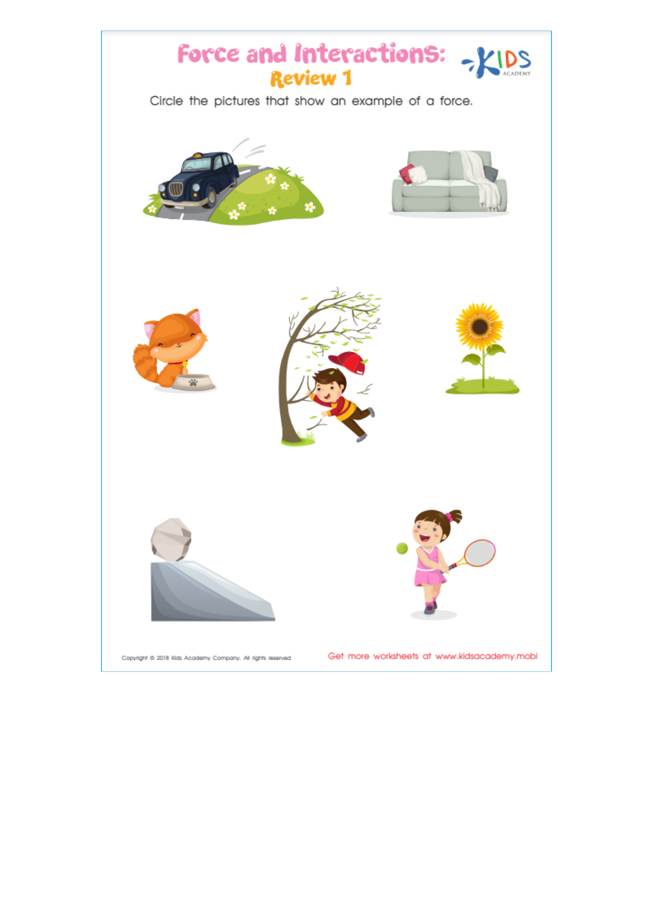# Force and Interactions:

## Review 1

Circle the pictures that show an example of a force.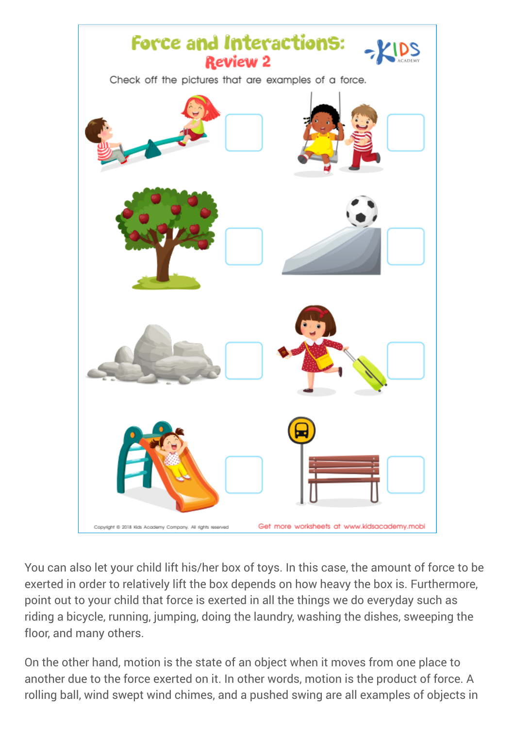# Force and Interactions: Review 2

Check off the pictures that are examples of a force.

Copyright © 2018 Kids Academy Company. All rights reserved

Get more worksheets at www.kidsacademy.mobi

You can also let your child lift his/her box of toys. In this case, the amount of force to be exerted in order to relatively lift the box depends on how heavy the box is. Furthermore, point out to your child that force is exerted in all the things we do everyday such as riding a bicycle, running, jumping, doing the laundry, washing the dishes, sweeping the floor, and many others.

On the other hand, motion is the state of an object when it moves from one place to another due to the force exerted on it. In other words, motion is the product of force. A rolling ball, wind swept wind chimes, and a pushed swing are all examples of objects in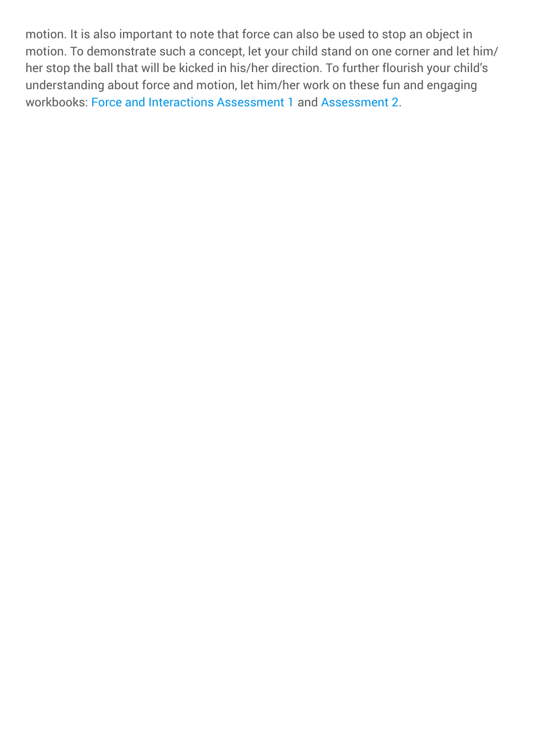motion. It is also important to note that force can also be used to stop an object in motion. To demonstrate such a concept, let your child stand on one corner and let him/her stop the ball that will be kicked in his/her direction. To further flourish your child's understanding about force and motion, let him/her work on these fun and engaging workbooks: Force and Interactions Assessment 1 and Assessment 2.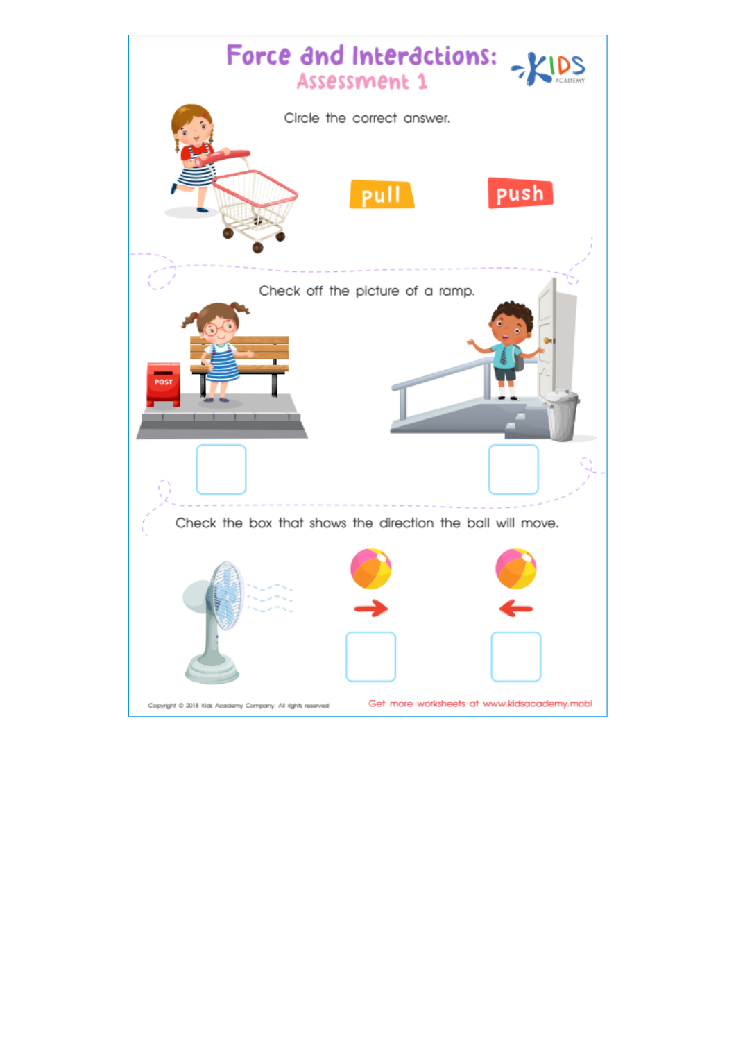# Force and Interactions:
## Assessment 1

Circle the correct answer.

pull push

Check off the picture of a ramp.

Check the box that shows the direction the ball will move.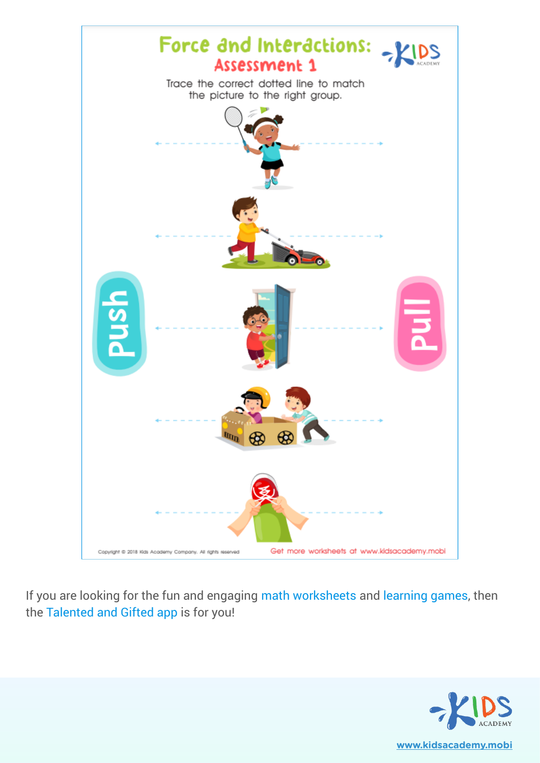# Force and Interactions:

## Assessment 1

Trace the correct dotted line to match the picture to the right group.

Push

Pull

Copyright © 2018 Kids Academy Company. All rights reserved

Get more worksheets at www.kidsacademy.mobi

If you are looking for the fun and engaging math worksheets and learning games, then the Talented and Gifted app is for you!

www.kidsacademy.mobi